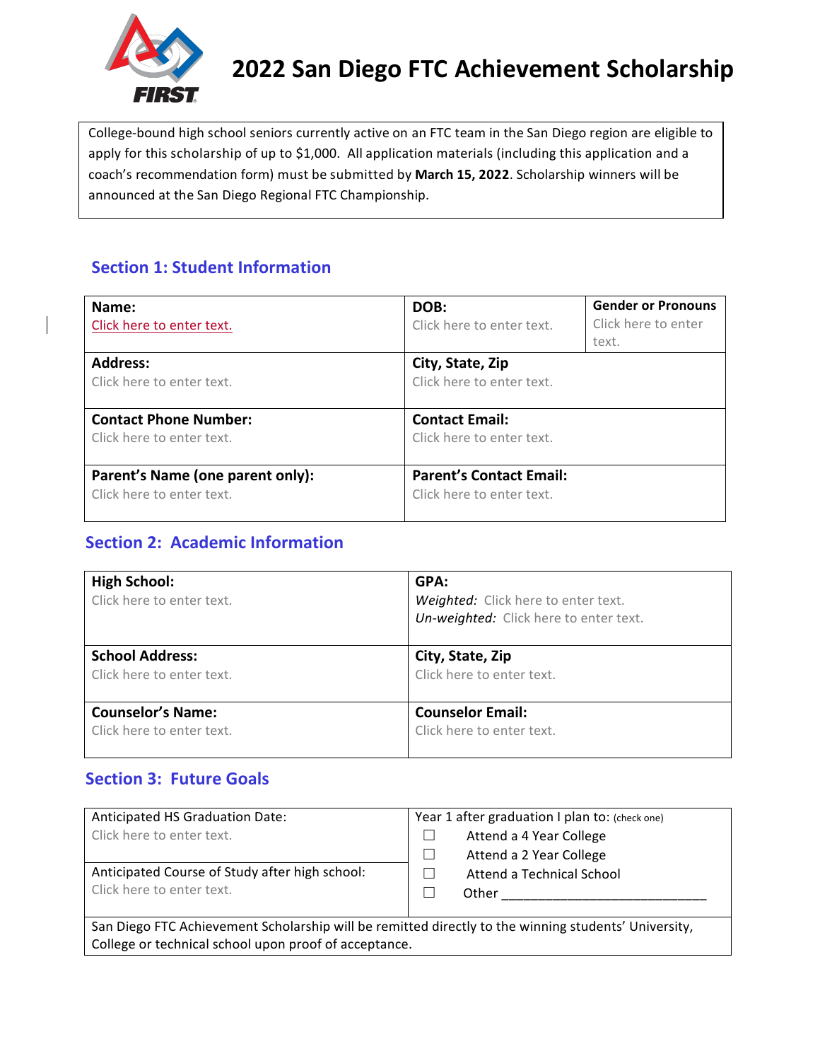# 2022 San Diego FTC Achievement Scholarship

College-bound high school seniors currently active on an FTC team in the San Diego region are eligible to apply for this scholarship of up to $1,000. All application materials (including this application and a coach's recommendation form) must be submitted by **March 15, 2022**. Scholarship winners will be announced at the San Diego Regional FTC Championship.

## Section 1: Student Information

| **Name:** Click here to enter text. | **DOB:** Click here to enter text. | **Gender or Pronouns** Click here to enter text. |
|---|---|---|
| **Address:** Click here to enter text. | **City, State, Zip** Click here to enter text. | |
| **Contact Phone Number:** Click here to enter text. | **Contact Email:** Click here to enter text. | |
| **Parent's Name (one parent only):** Click here to enter text. | **Parent's Contact Email:** Click here to enter text. | |

## Section 2: Academic Information

| **High School:** Click here to enter text. | **GPA:** *Weighted:* Click here to enter text. *Un-weighted:* Click here to enter text. |
|---|---|
| **School Address:** Click here to enter text. | **City, State, Zip** Click here to enter text. |
| **Counselor's Name:** Click here to enter text. | **Counselor Email:** Click here to enter text. |

## Section 3: Future Goals

| Anticipated HS Graduation Date: Click here to enter text. | Year 1 after graduation I plan to: (check one) ☐ Attend a 4 Year College ☐ Attend a 2 Year College ☐ Attend a Technical School ☐ Other ____________________________ |
|---|---|
| Anticipated Course of Study after high school: Click here to enter text. | |
| San Diego FTC Achievement Scholarship will be remitted directly to the winning students' University, College or technical school upon proof of acceptance. | |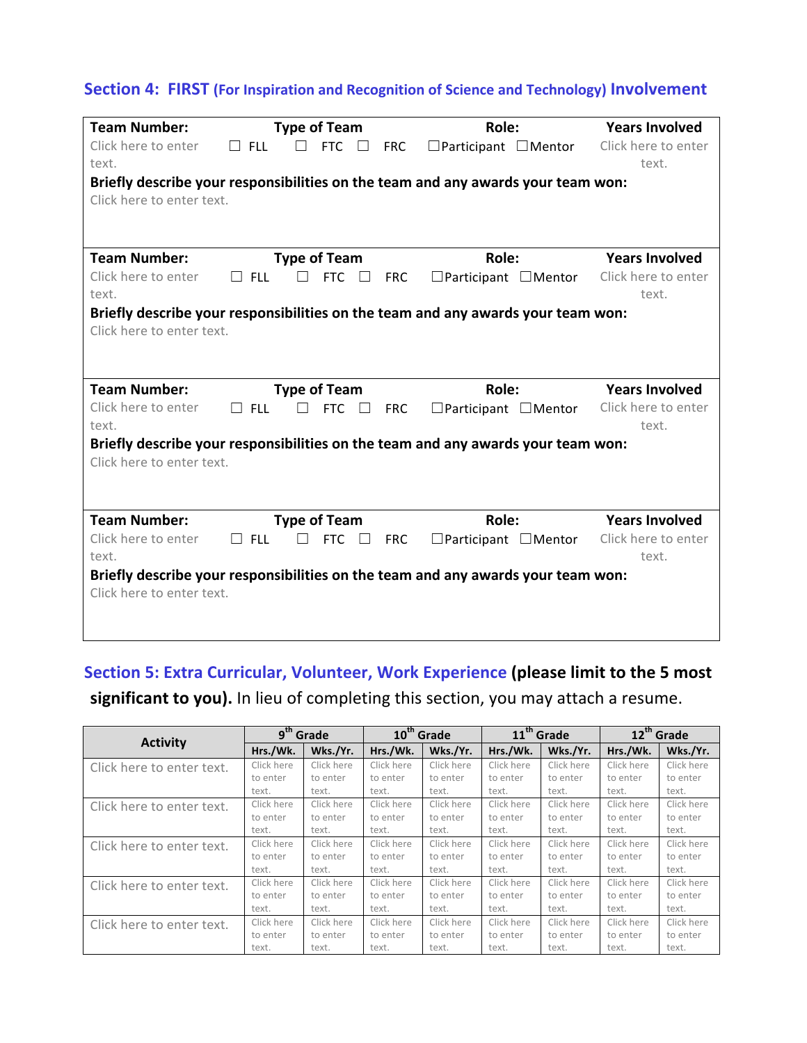## Section 4: FIRST (For Inspiration and Recognition of Science and Technology) Involvement

| Team Number: | Type of Team | Role: | Years Involved |
|---|---|---|---|
| Click here to enter text. | ☐ FLL ☐ FTC ☐ FRC | ☐Participant ☐Mentor | Click here to enter text. |
| **Briefly describe your responsibilities on the team and any awards your team won:** Click here to enter text. | | | |
| **Team Number:** | **Type of Team** | **Role:** | **Years Involved** |
| Click here to enter text. | ☐ FLL ☐ FTC ☐ FRC | ☐Participant ☐Mentor | Click here to enter text. |
| **Briefly describe your responsibilities on the team and any awards your team won:** Click here to enter text. | | | |
| **Team Number:** | **Type of Team** | **Role:** | **Years Involved** |
| Click here to enter text. | ☐ FLL ☐ FTC ☐ FRC | ☐Participant ☐Mentor | Click here to enter text. |
| **Briefly describe your responsibilities on the team and any awards your team won:** Click here to enter text. | | | |
| **Team Number:** | **Type of Team** | **Role:** | **Years Involved** |
| Click here to enter text. | ☐ FLL ☐ FTC ☐ FRC | ☐Participant ☐Mentor | Click here to enter text. |
| **Briefly describe your responsibilities on the team and any awards your team won:** Click here to enter text. | | | |

## Section 5: Extra Curricular, Volunteer, Work Experience **(please limit to the 5 most significant to you).** In lieu of completing this section, you may attach a resume.

| Activity | 9th Grade | | 10th Grade | | 11th Grade | | 12th Grade | |
|---|---|---|---|---|---|---|---|---|
| | Hrs./Wk. | Wks./Yr. | Hrs./Wk. | Wks./Yr. | Hrs./Wk. | Wks./Yr. | Hrs./Wk. | Wks./Yr. |
| Click here to enter text. | Click here to enter text. | Click here to enter text. | Click here to enter text. | Click here to enter text. | Click here to enter text. | Click here to enter text. | Click here to enter text. | Click here to enter text. |
| Click here to enter text. | Click here to enter text. | Click here to enter text. | Click here to enter text. | Click here to enter text. | Click here to enter text. | Click here to enter text. | Click here to enter text. | Click here to enter text. |
| Click here to enter text. | Click here to enter text. | Click here to enter text. | Click here to enter text. | Click here to enter text. | Click here to enter text. | Click here to enter text. | Click here to enter text. | Click here to enter text. |
| Click here to enter text. | Click here to enter text. | Click here to enter text. | Click here to enter text. | Click here to enter text. | Click here to enter text. | Click here to enter text. | Click here to enter text. | Click here to enter text. |
| Click here to enter text. | Click here to enter text. | Click here to enter text. | Click here to enter text. | Click here to enter text. | Click here to enter text. | Click here to enter text. | Click here to enter text. | Click here to enter text. |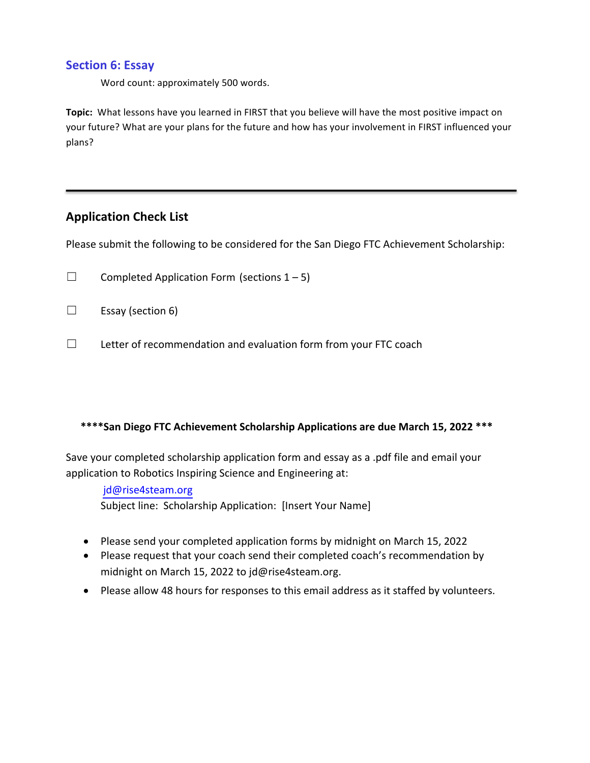## Section 6: Essay

Word count: approximately 500 words.

**Topic:** What lessons have you learned in FIRST that you believe will have the most positive impact on your future? What are your plans for the future and how has your involvement in FIRST influenced your plans?

---

## Application Check List

Please submit the following to be considered for the San Diego FTC Achievement Scholarship:

☐ Completed Application Form (sections 1 – 5)

☐ Essay (section 6)

☐ Letter of recommendation and evaluation form from your FTC coach

**\*\*\*\*San Diego FTC Achievement Scholarship Applications are due March 15, 2022 \*\*\***

Save your completed scholarship application form and essay as a .pdf file and email your application to Robotics Inspiring Science and Engineering at:

jd@rise4steam.org
Subject line: Scholarship Application: [Insert Your Name]

- Please send your completed application forms by midnight on March 15, 2022
- Please request that your coach send their completed coach's recommendation by midnight on March 15, 2022 to jd@rise4steam.org.
- Please allow 48 hours for responses to this email address as it staffed by volunteers.